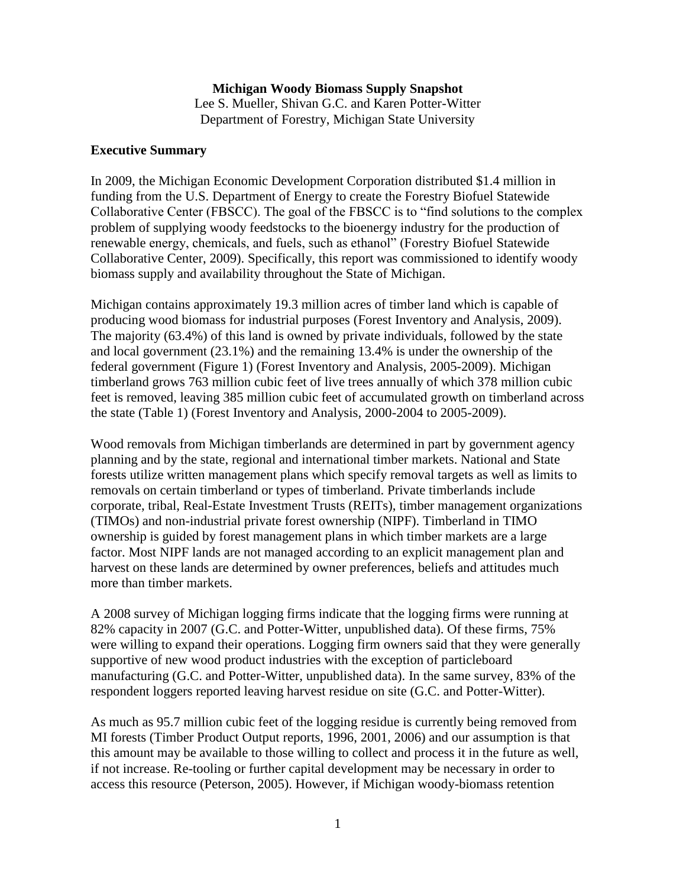**Michigan Woody Biomass Supply Snapshot**

Lee S. Mueller, Shivan G.C. and Karen Potter-Witter
Department of Forestry, Michigan State University

## Executive Summary

In 2009, the Michigan Economic Development Corporation distributed $1.4 million in funding from the U.S. Department of Energy to create the Forestry Biofuel Statewide Collaborative Center (FBSCC). The goal of the FBSCC is to "find solutions to the complex problem of supplying woody feedstocks to the bioenergy industry for the production of renewable energy, chemicals, and fuels, such as ethanol" (Forestry Biofuel Statewide Collaborative Center, 2009). Specifically, this report was commissioned to identify woody biomass supply and availability throughout the State of Michigan.

Michigan contains approximately 19.3 million acres of timber land which is capable of producing wood biomass for industrial purposes (Forest Inventory and Analysis, 2009). The majority (63.4%) of this land is owned by private individuals, followed by the state and local government (23.1%) and the remaining 13.4% is under the ownership of the federal government (Figure 1) (Forest Inventory and Analysis, 2005-2009). Michigan timberland grows 763 million cubic feet of live trees annually of which 378 million cubic feet is removed, leaving 385 million cubic feet of accumulated growth on timberland across the state (Table 1) (Forest Inventory and Analysis, 2000-2004 to 2005-2009).

Wood removals from Michigan timberlands are determined in part by government agency planning and by the state, regional and international timber markets. National and State forests utilize written management plans which specify removal targets as well as limits to removals on certain timberland or types of timberland. Private timberlands include corporate, tribal, Real-Estate Investment Trusts (REITs), timber management organizations (TIMOs) and non-industrial private forest ownership (NIPF). Timberland in TIMO ownership is guided by forest management plans in which timber markets are a large factor. Most NIPF lands are not managed according to an explicit management plan and harvest on these lands are determined by owner preferences, beliefs and attitudes much more than timber markets.

A 2008 survey of Michigan logging firms indicate that the logging firms were running at 82% capacity in 2007 (G.C. and Potter-Witter, unpublished data). Of these firms, 75% were willing to expand their operations. Logging firm owners said that they were generally supportive of new wood product industries with the exception of particleboard manufacturing (G.C. and Potter-Witter, unpublished data). In the same survey, 83% of the respondent loggers reported leaving harvest residue on site (G.C. and Potter-Witter).

As much as 95.7 million cubic feet of the logging residue is currently being removed from MI forests (Timber Product Output reports, 1996, 2001, 2006) and our assumption is that this amount may be available to those willing to collect and process it in the future as well, if not increase. Re-tooling or further capital development may be necessary in order to access this resource (Peterson, 2005). However, if Michigan woody-biomass retention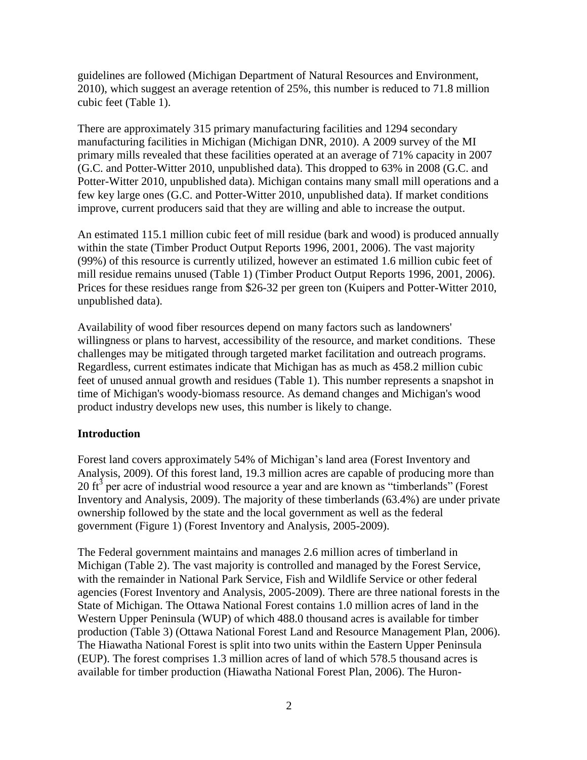guidelines are followed (Michigan Department of Natural Resources and Environment, 2010), which suggest an average retention of 25%, this number is reduced to 71.8 million cubic feet (Table 1).

There are approximately 315 primary manufacturing facilities and 1294 secondary manufacturing facilities in Michigan (Michigan DNR, 2010). A 2009 survey of the MI primary mills revealed that these facilities operated at an average of 71% capacity in 2007 (G.C. and Potter-Witter 2010, unpublished data). This dropped to 63% in 2008 (G.C. and Potter-Witter 2010, unpublished data). Michigan contains many small mill operations and a few key large ones (G.C. and Potter-Witter 2010, unpublished data). If market conditions improve, current producers said that they are willing and able to increase the output.

An estimated 115.1 million cubic feet of mill residue (bark and wood) is produced annually within the state (Timber Product Output Reports 1996, 2001, 2006). The vast majority (99%) of this resource is currently utilized, however an estimated 1.6 million cubic feet of mill residue remains unused (Table 1) (Timber Product Output Reports 1996, 2001, 2006). Prices for these residues range from \$26-32 per green ton (Kuipers and Potter-Witter 2010, unpublished data).

Availability of wood fiber resources depend on many factors such as landowners' willingness or plans to harvest, accessibility of the resource, and market conditions. These challenges may be mitigated through targeted market facilitation and outreach programs. Regardless, current estimates indicate that Michigan has as much as 458.2 million cubic feet of unused annual growth and residues (Table 1). This number represents a snapshot in time of Michigan's woody-biomass resource. As demand changes and Michigan's wood product industry develops new uses, this number is likely to change.

**Introduction**

Forest land covers approximately 54% of Michigan's land area (Forest Inventory and Analysis, 2009). Of this forest land, 19.3 million acres are capable of producing more than 20 $ft^3$ per acre of industrial wood resource a year and are known as "timberlands" (Forest Inventory and Analysis, 2009). The majority of these timberlands (63.4%) are under private ownership followed by the state and the local government as well as the federal government (Figure 1) (Forest Inventory and Analysis, 2005-2009).

The Federal government maintains and manages 2.6 million acres of timberland in Michigan (Table 2). The vast majority is controlled and managed by the Forest Service, with the remainder in National Park Service, Fish and Wildlife Service or other federal agencies (Forest Inventory and Analysis, 2005-2009). There are three national forests in the State of Michigan. The Ottawa National Forest contains 1.0 million acres of land in the Western Upper Peninsula (WUP) of which 488.0 thousand acres is available for timber production (Table 3) (Ottawa National Forest Land and Resource Management Plan, 2006). The Hiawatha National Forest is split into two units within the Eastern Upper Peninsula (EUP). The forest comprises 1.3 million acres of land of which 578.5 thousand acres is available for timber production (Hiawatha National Forest Plan, 2006). The Huron-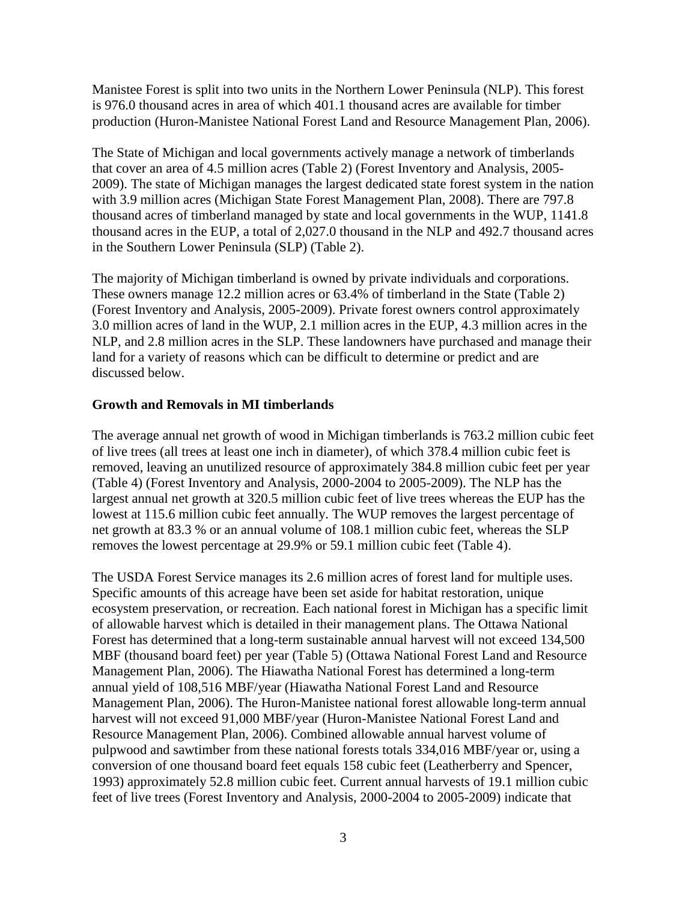Manistee Forest is split into two units in the Northern Lower Peninsula (NLP). This forest is 976.0 thousand acres in area of which 401.1 thousand acres are available for timber production (Huron-Manistee National Forest Land and Resource Management Plan, 2006).

The State of Michigan and local governments actively manage a network of timberlands that cover an area of 4.5 million acres (Table 2) (Forest Inventory and Analysis, 2005-2009). The state of Michigan manages the largest dedicated state forest system in the nation with 3.9 million acres (Michigan State Forest Management Plan, 2008). There are 797.8 thousand acres of timberland managed by state and local governments in the WUP, 1141.8 thousand acres in the EUP, a total of 2,027.0 thousand in the NLP and 492.7 thousand acres in the Southern Lower Peninsula (SLP) (Table 2).

The majority of Michigan timberland is owned by private individuals and corporations. These owners manage 12.2 million acres or 63.4% of timberland in the State (Table 2) (Forest Inventory and Analysis, 2005-2009). Private forest owners control approximately 3.0 million acres of land in the WUP, 2.1 million acres in the EUP, 4.3 million acres in the NLP, and 2.8 million acres in the SLP. These landowners have purchased and manage their land for a variety of reasons which can be difficult to determine or predict and are discussed below.

**Growth and Removals in MI timberlands**

The average annual net growth of wood in Michigan timberlands is 763.2 million cubic feet of live trees (all trees at least one inch in diameter), of which 378.4 million cubic feet is removed, leaving an unutilized resource of approximately 384.8 million cubic feet per year (Table 4) (Forest Inventory and Analysis, 2000-2004 to 2005-2009). The NLP has the largest annual net growth at 320.5 million cubic feet of live trees whereas the EUP has the lowest at 115.6 million cubic feet annually. The WUP removes the largest percentage of net growth at 83.3 % or an annual volume of 108.1 million cubic feet, whereas the SLP removes the lowest percentage at 29.9% or 59.1 million cubic feet (Table 4).

The USDA Forest Service manages its 2.6 million acres of forest land for multiple uses. Specific amounts of this acreage have been set aside for habitat restoration, unique ecosystem preservation, or recreation. Each national forest in Michigan has a specific limit of allowable harvest which is detailed in their management plans. The Ottawa National Forest has determined that a long-term sustainable annual harvest will not exceed 134,500 MBF (thousand board feet) per year (Table 5) (Ottawa National Forest Land and Resource Management Plan, 2006). The Hiawatha National Forest has determined a long-term annual yield of 108,516 MBF/year (Hiawatha National Forest Land and Resource Management Plan, 2006). The Huron-Manistee national forest allowable long-term annual harvest will not exceed 91,000 MBF/year (Huron-Manistee National Forest Land and Resource Management Plan, 2006). Combined allowable annual harvest volume of pulpwood and sawtimber from these national forests totals 334,016 MBF/year or, using a conversion of one thousand board feet equals 158 cubic feet (Leatherberry and Spencer, 1993) approximately 52.8 million cubic feet. Current annual harvests of 19.1 million cubic feet of live trees (Forest Inventory and Analysis, 2000-2004 to 2005-2009) indicate that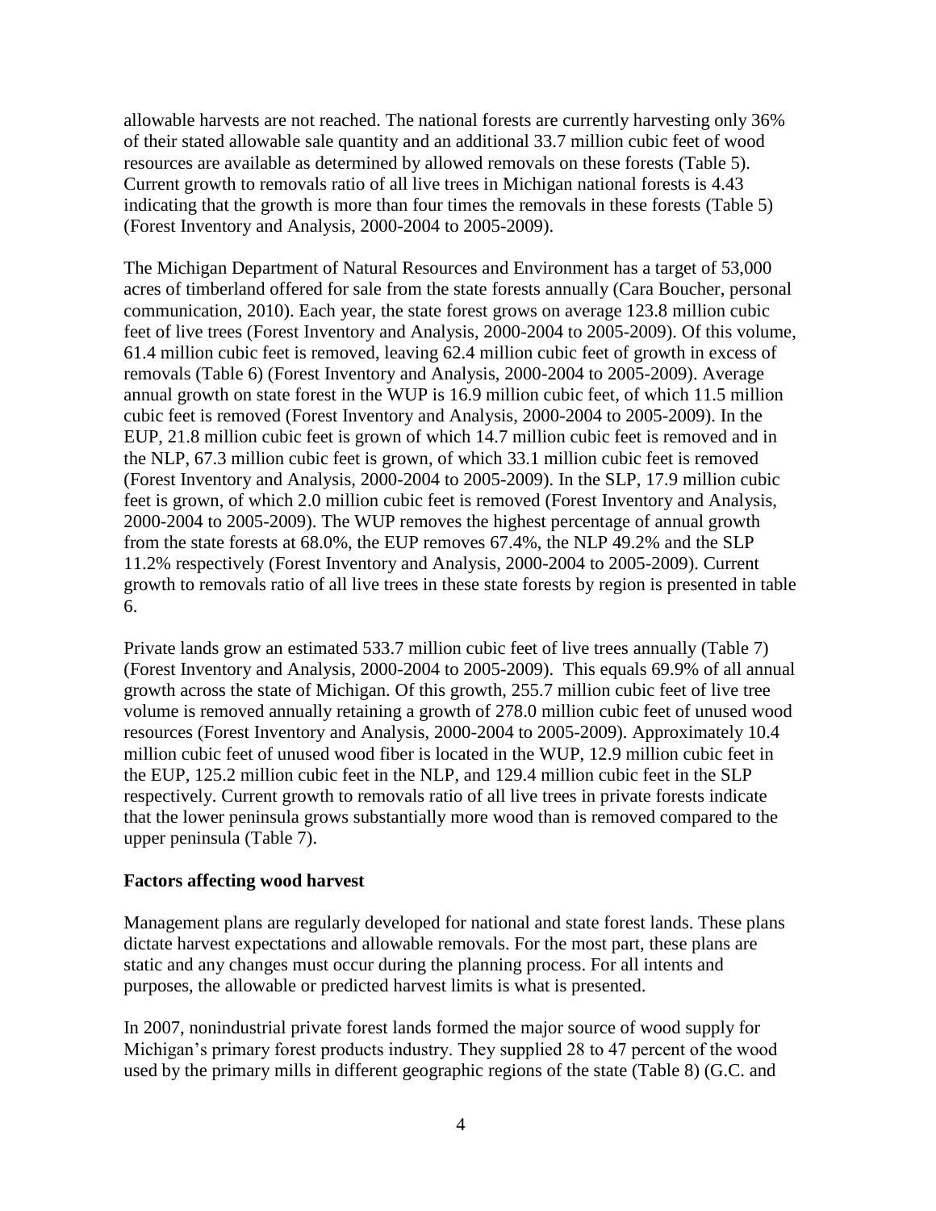allowable harvests are not reached. The national forests are currently harvesting only 36% of their stated allowable sale quantity and an additional 33.7 million cubic feet of wood resources are available as determined by allowed removals on these forests (Table 5). Current growth to removals ratio of all live trees in Michigan national forests is 4.43 indicating that the growth is more than four times the removals in these forests (Table 5) (Forest Inventory and Analysis, 2000-2004 to 2005-2009).

The Michigan Department of Natural Resources and Environment has a target of 53,000 acres of timberland offered for sale from the state forests annually (Cara Boucher, personal communication, 2010). Each year, the state forest grows on average 123.8 million cubic feet of live trees (Forest Inventory and Analysis, 2000-2004 to 2005-2009). Of this volume, 61.4 million cubic feet is removed, leaving 62.4 million cubic feet of growth in excess of removals (Table 6) (Forest Inventory and Analysis, 2000-2004 to 2005-2009). Average annual growth on state forest in the WUP is 16.9 million cubic feet, of which 11.5 million cubic feet is removed (Forest Inventory and Analysis, 2000-2004 to 2005-2009). In the EUP, 21.8 million cubic feet is grown of which 14.7 million cubic feet is removed and in the NLP, 67.3 million cubic feet is grown, of which 33.1 million cubic feet is removed (Forest Inventory and Analysis, 2000-2004 to 2005-2009). In the SLP, 17.9 million cubic feet is grown, of which 2.0 million cubic feet is removed (Forest Inventory and Analysis, 2000-2004 to 2005-2009). The WUP removes the highest percentage of annual growth from the state forests at 68.0%, the EUP removes 67.4%, the NLP 49.2% and the SLP 11.2% respectively (Forest Inventory and Analysis, 2000-2004 to 2005-2009). Current growth to removals ratio of all live trees in these state forests by region is presented in table 6.

Private lands grow an estimated 533.7 million cubic feet of live trees annually (Table 7) (Forest Inventory and Analysis, 2000-2004 to 2005-2009). This equals 69.9% of all annual growth across the state of Michigan. Of this growth, 255.7 million cubic feet of live tree volume is removed annually retaining a growth of 278.0 million cubic feet of unused wood resources (Forest Inventory and Analysis, 2000-2004 to 2005-2009). Approximately 10.4 million cubic feet of unused wood fiber is located in the WUP, 12.9 million cubic feet in the EUP, 125.2 million cubic feet in the NLP, and 129.4 million cubic feet in the SLP respectively. Current growth to removals ratio of all live trees in private forests indicate that the lower peninsula grows substantially more wood than is removed compared to the upper peninsula (Table 7).

**Factors affecting wood harvest**

Management plans are regularly developed for national and state forest lands. These plans dictate harvest expectations and allowable removals. For the most part, these plans are static and any changes must occur during the planning process. For all intents and purposes, the allowable or predicted harvest limits is what is presented.

In 2007, nonindustrial private forest lands formed the major source of wood supply for Michigan's primary forest products industry. They supplied 28 to 47 percent of the wood used by the primary mills in different geographic regions of the state (Table 8) (G.C. and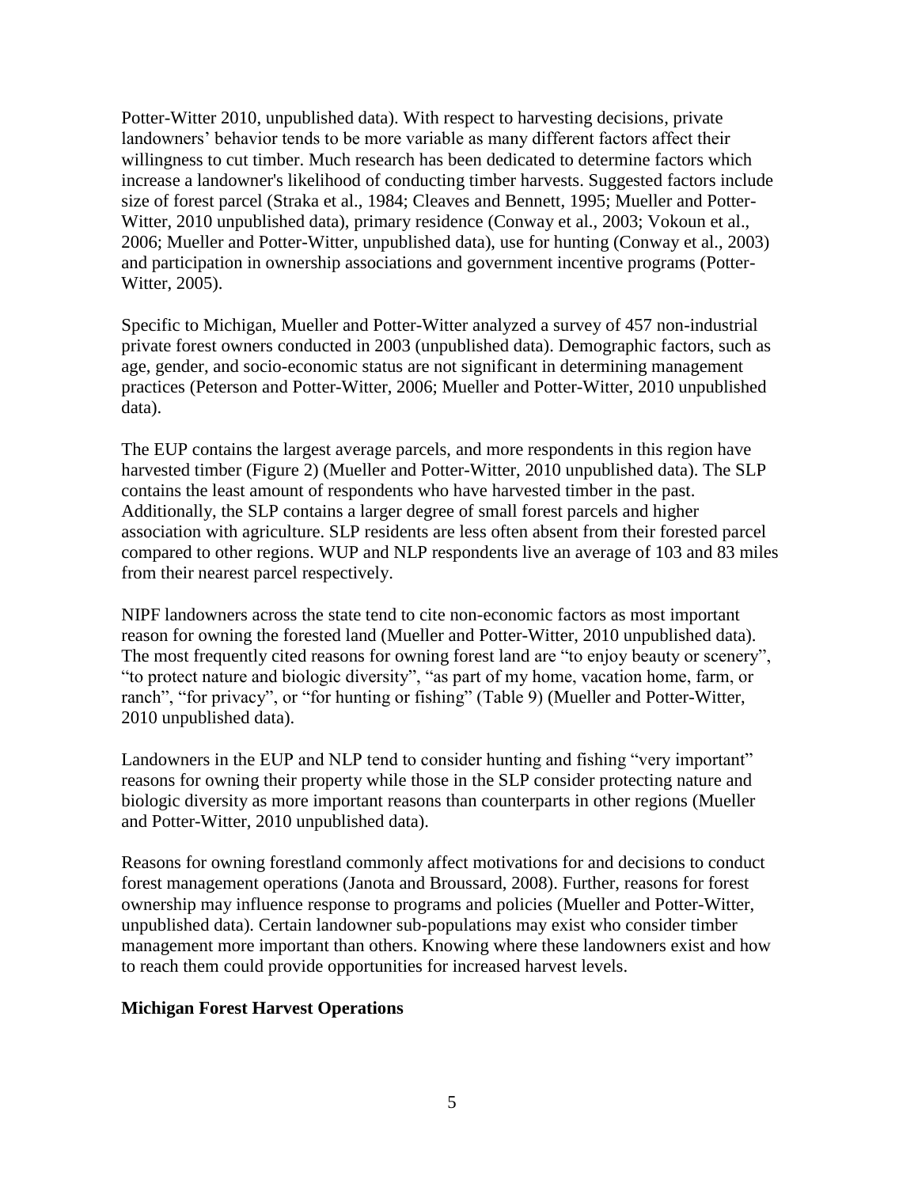Potter-Witter 2010, unpublished data). With respect to harvesting decisions, private landowners' behavior tends to be more variable as many different factors affect their willingness to cut timber. Much research has been dedicated to determine factors which increase a landowner's likelihood of conducting timber harvests. Suggested factors include size of forest parcel (Straka et al., 1984; Cleaves and Bennett, 1995; Mueller and Potter-Witter, 2010 unpublished data), primary residence (Conway et al., 2003; Vokoun et al., 2006; Mueller and Potter-Witter, unpublished data), use for hunting (Conway et al., 2003) and participation in ownership associations and government incentive programs (Potter-Witter, 2005).

Specific to Michigan, Mueller and Potter-Witter analyzed a survey of 457 non-industrial private forest owners conducted in 2003 (unpublished data). Demographic factors, such as age, gender, and socio-economic status are not significant in determining management practices (Peterson and Potter-Witter, 2006; Mueller and Potter-Witter, 2010 unpublished data).

The EUP contains the largest average parcels, and more respondents in this region have harvested timber (Figure 2) (Mueller and Potter-Witter, 2010 unpublished data). The SLP contains the least amount of respondents who have harvested timber in the past. Additionally, the SLP contains a larger degree of small forest parcels and higher association with agriculture. SLP residents are less often absent from their forested parcel compared to other regions. WUP and NLP respondents live an average of 103 and 83 miles from their nearest parcel respectively.

NIPF landowners across the state tend to cite non-economic factors as most important reason for owning the forested land (Mueller and Potter-Witter, 2010 unpublished data). The most frequently cited reasons for owning forest land are "to enjoy beauty or scenery", "to protect nature and biologic diversity", "as part of my home, vacation home, farm, or ranch", "for privacy", or "for hunting or fishing" (Table 9) (Mueller and Potter-Witter, 2010 unpublished data).

Landowners in the EUP and NLP tend to consider hunting and fishing "very important" reasons for owning their property while those in the SLP consider protecting nature and biologic diversity as more important reasons than counterparts in other regions (Mueller and Potter-Witter, 2010 unpublished data).

Reasons for owning forestland commonly affect motivations for and decisions to conduct forest management operations (Janota and Broussard, 2008). Further, reasons for forest ownership may influence response to programs and policies (Mueller and Potter-Witter, unpublished data). Certain landowner sub-populations may exist who consider timber management more important than others. Knowing where these landowners exist and how to reach them could provide opportunities for increased harvest levels.

## Michigan Forest Harvest Operations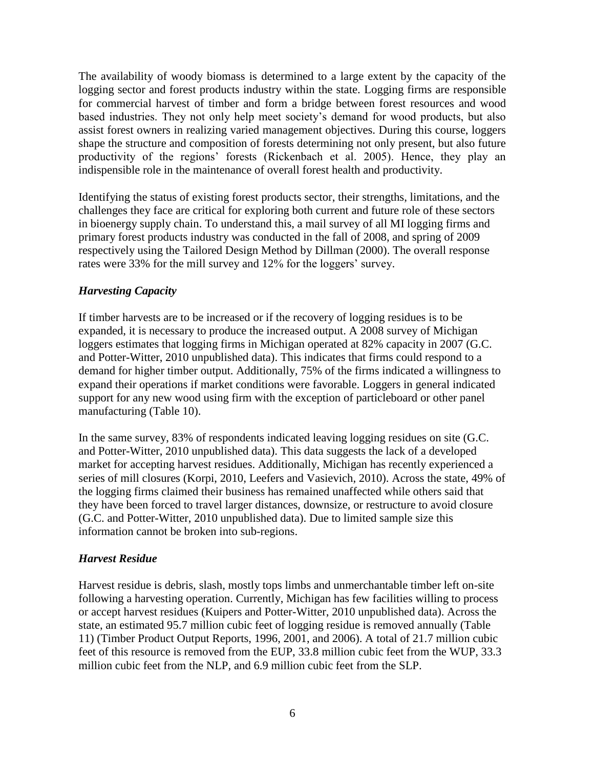The availability of woody biomass is determined to a large extent by the capacity of the logging sector and forest products industry within the state. Logging firms are responsible for commercial harvest of timber and form a bridge between forest resources and wood based industries. They not only help meet society's demand for wood products, but also assist forest owners in realizing varied management objectives. During this course, loggers shape the structure and composition of forests determining not only present, but also future productivity of the regions' forests (Rickenbach et al. 2005). Hence, they play an indispensible role in the maintenance of overall forest health and productivity.

Identifying the status of existing forest products sector, their strengths, limitations, and the challenges they face are critical for exploring both current and future role of these sectors in bioenergy supply chain. To understand this, a mail survey of all MI logging firms and primary forest products industry was conducted in the fall of 2008, and spring of 2009 respectively using the Tailored Design Method by Dillman (2000). The overall response rates were 33% for the mill survey and 12% for the loggers' survey.

### *Harvesting Capacity*

If timber harvests are to be increased or if the recovery of logging residues is to be expanded, it is necessary to produce the increased output. A 2008 survey of Michigan loggers estimates that logging firms in Michigan operated at 82% capacity in 2007 (G.C. and Potter-Witter, 2010 unpublished data). This indicates that firms could respond to a demand for higher timber output. Additionally, 75% of the firms indicated a willingness to expand their operations if market conditions were favorable. Loggers in general indicated support for any new wood using firm with the exception of particleboard or other panel manufacturing (Table 10).

In the same survey, 83% of respondents indicated leaving logging residues on site (G.C. and Potter-Witter, 2010 unpublished data). This data suggests the lack of a developed market for accepting harvest residues. Additionally, Michigan has recently experienced a series of mill closures (Korpi, 2010, Leefers and Vasievich, 2010). Across the state, 49% of the logging firms claimed their business has remained unaffected while others said that they have been forced to travel larger distances, downsize, or restructure to avoid closure (G.C. and Potter-Witter, 2010 unpublished data). Due to limited sample size this information cannot be broken into sub-regions.

### *Harvest Residue*

Harvest residue is debris, slash, mostly tops limbs and unmerchantable timber left on-site following a harvesting operation. Currently, Michigan has few facilities willing to process or accept harvest residues (Kuipers and Potter-Witter, 2010 unpublished data). Across the state, an estimated 95.7 million cubic feet of logging residue is removed annually (Table 11) (Timber Product Output Reports, 1996, 2001, and 2006). A total of 21.7 million cubic feet of this resource is removed from the EUP, 33.8 million cubic feet from the WUP, 33.3 million cubic feet from the NLP, and 6.9 million cubic feet from the SLP.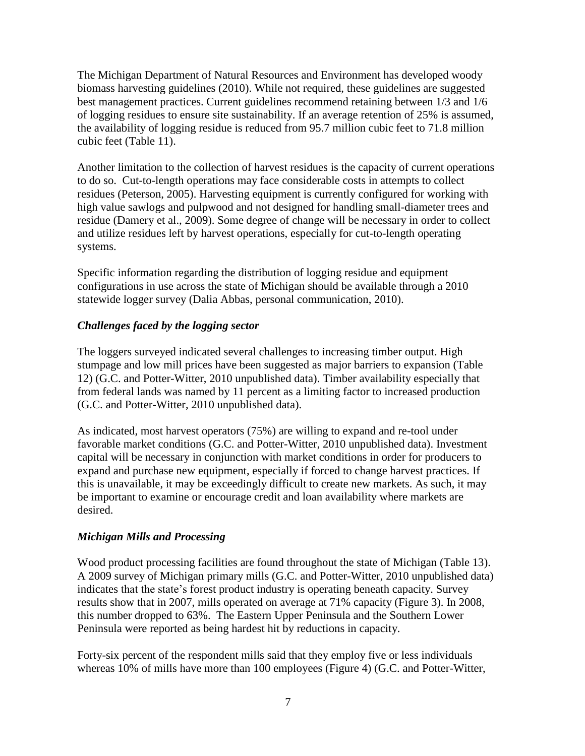The Michigan Department of Natural Resources and Environment has developed woody biomass harvesting guidelines (2010). While not required, these guidelines are suggested best management practices. Current guidelines recommend retaining between 1/3 and 1/6 of logging residues to ensure site sustainability. If an average retention of 25% is assumed, the availability of logging residue is reduced from 95.7 million cubic feet to 71.8 million cubic feet (Table 11).

Another limitation to the collection of harvest residues is the capacity of current operations to do so. Cut-to-length operations may face considerable costs in attempts to collect residues (Peterson, 2005). Harvesting equipment is currently configured for working with high value sawlogs and pulpwood and not designed for handling small-diameter trees and residue (Damery et al., 2009). Some degree of change will be necessary in order to collect and utilize residues left by harvest operations, especially for cut-to-length operating systems.

Specific information regarding the distribution of logging residue and equipment configurations in use across the state of Michigan should be available through a 2010 statewide logger survey (Dalia Abbas, personal communication, 2010).

### *Challenges faced by the logging sector*

The loggers surveyed indicated several challenges to increasing timber output. High stumpage and low mill prices have been suggested as major barriers to expansion (Table 12) (G.C. and Potter-Witter, 2010 unpublished data). Timber availability especially that from federal lands was named by 11 percent as a limiting factor to increased production (G.C. and Potter-Witter, 2010 unpublished data).

As indicated, most harvest operators (75%) are willing to expand and re-tool under favorable market conditions (G.C. and Potter-Witter, 2010 unpublished data). Investment capital will be necessary in conjunction with market conditions in order for producers to expand and purchase new equipment, especially if forced to change harvest practices. If this is unavailable, it may be exceedingly difficult to create new markets. As such, it may be important to examine or encourage credit and loan availability where markets are desired.

### *Michigan Mills and Processing*

Wood product processing facilities are found throughout the state of Michigan (Table 13). A 2009 survey of Michigan primary mills (G.C. and Potter-Witter, 2010 unpublished data) indicates that the state's forest product industry is operating beneath capacity. Survey results show that in 2007, mills operated on average at 71% capacity (Figure 3). In 2008, this number dropped to 63%. The Eastern Upper Peninsula and the Southern Lower Peninsula were reported as being hardest hit by reductions in capacity.

Forty-six percent of the respondent mills said that they employ five or less individuals whereas 10% of mills have more than 100 employees (Figure 4) (G.C. and Potter-Witter,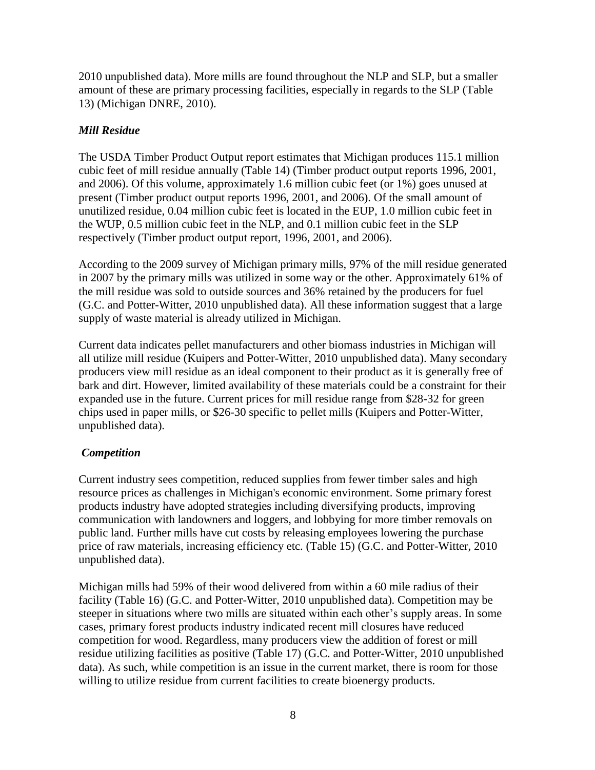2010 unpublished data). More mills are found throughout the NLP and SLP, but a smaller amount of these are primary processing facilities, especially in regards to the SLP (Table 13) (Michigan DNRE, 2010).

### *Mill Residue*

The USDA Timber Product Output report estimates that Michigan produces 115.1 million cubic feet of mill residue annually (Table 14) (Timber product output reports 1996, 2001, and 2006). Of this volume, approximately 1.6 million cubic feet (or 1%) goes unused at present (Timber product output reports 1996, 2001, and 2006). Of the small amount of unutilized residue, 0.04 million cubic feet is located in the EUP, 1.0 million cubic feet in the WUP, 0.5 million cubic feet in the NLP, and 0.1 million cubic feet in the SLP respectively (Timber product output report, 1996, 2001, and 2006).

According to the 2009 survey of Michigan primary mills, 97% of the mill residue generated in 2007 by the primary mills was utilized in some way or the other. Approximately 61% of the mill residue was sold to outside sources and 36% retained by the producers for fuel (G.C. and Potter-Witter, 2010 unpublished data). All these information suggest that a large supply of waste material is already utilized in Michigan.

Current data indicates pellet manufacturers and other biomass industries in Michigan will all utilize mill residue (Kuipers and Potter-Witter, 2010 unpublished data). Many secondary producers view mill residue as an ideal component to their product as it is generally free of bark and dirt. However, limited availability of these materials could be a constraint for their expanded use in the future. Current prices for mill residue range from $28-32 for green chips used in paper mills, or $26-30 specific to pellet mills (Kuipers and Potter-Witter, unpublished data).

### *Competition*

Current industry sees competition, reduced supplies from fewer timber sales and high resource prices as challenges in Michigan's economic environment. Some primary forest products industry have adopted strategies including diversifying products, improving communication with landowners and loggers, and lobbying for more timber removals on public land. Further mills have cut costs by releasing employees lowering the purchase price of raw materials, increasing efficiency etc. (Table 15) (G.C. and Potter-Witter, 2010 unpublished data).

Michigan mills had 59% of their wood delivered from within a 60 mile radius of their facility (Table 16) (G.C. and Potter-Witter, 2010 unpublished data). Competition may be steeper in situations where two mills are situated within each other's supply areas. In some cases, primary forest products industry indicated recent mill closures have reduced competition for wood. Regardless, many producers view the addition of forest or mill residue utilizing facilities as positive (Table 17) (G.C. and Potter-Witter, 2010 unpublished data). As such, while competition is an issue in the current market, there is room for those willing to utilize residue from current facilities to create bioenergy products.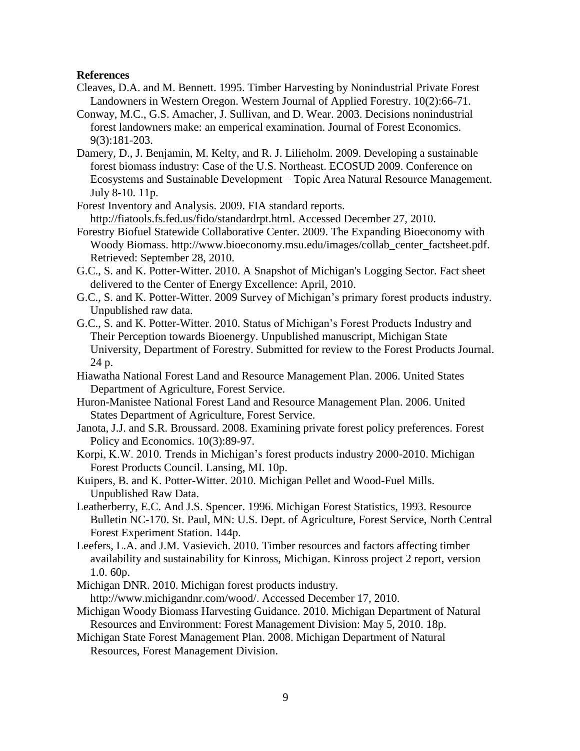**References**

Cleaves, D.A. and M. Bennett. 1995. Timber Harvesting by Nonindustrial Private Forest Landowners in Western Oregon. Western Journal of Applied Forestry. 10(2):66-71.

Conway, M.C., G.S. Amacher, J. Sullivan, and D. Wear. 2003. Decisions nonindustrial forest landowners make: an emperical examination. Journal of Forest Economics. 9(3):181-203.

Damery, D., J. Benjamin, M. Kelty, and R. J. Lilieholm. 2009. Developing a sustainable forest biomass industry: Case of the U.S. Northeast. ECOSUD 2009. Conference on Ecosystems and Sustainable Development – Topic Area Natural Resource Management. July 8-10. 11p.

Forest Inventory and Analysis. 2009. FIA standard reports. http://fiatools.fs.fed.us/fido/standardrpt.html. Accessed December 27, 2010.

Forestry Biofuel Statewide Collaborative Center. 2009. The Expanding Bioeconomy with Woody Biomass. http://www.bioeconomy.msu.edu/images/collab_center_factsheet.pdf. Retrieved: September 28, 2010.

G.C., S. and K. Potter-Witter. 2010. A Snapshot of Michigan's Logging Sector. Fact sheet delivered to the Center of Energy Excellence: April, 2010.

G.C., S. and K. Potter-Witter. 2009 Survey of Michigan's primary forest products industry. Unpublished raw data.

G.C., S. and K. Potter-Witter. 2010. Status of Michigan's Forest Products Industry and Their Perception towards Bioenergy. Unpublished manuscript, Michigan State University, Department of Forestry. Submitted for review to the Forest Products Journal. 24 p.

Hiawatha National Forest Land and Resource Management Plan. 2006. United States Department of Agriculture, Forest Service.

Huron-Manistee National Forest Land and Resource Management Plan. 2006. United States Department of Agriculture, Forest Service.

Janota, J.J. and S.R. Broussard. 2008. Examining private forest policy preferences. Forest Policy and Economics. 10(3):89-97.

Korpi, K.W. 2010. Trends in Michigan's forest products industry 2000-2010. Michigan Forest Products Council. Lansing, MI. 10p.

Kuipers, B. and K. Potter-Witter. 2010. Michigan Pellet and Wood-Fuel Mills. Unpublished Raw Data.

Leatherberry, E.C. And J.S. Spencer. 1996. Michigan Forest Statistics, 1993. Resource Bulletin NC-170. St. Paul, MN: U.S. Dept. of Agriculture, Forest Service, North Central Forest Experiment Station. 144p.

Leefers, L.A. and J.M. Vasievich. 2010. Timber resources and factors affecting timber availability and sustainability for Kinross, Michigan. Kinross project 2 report, version 1.0. 60p.

Michigan DNR. 2010. Michigan forest products industry. http://www.michigandnr.com/wood/. Accessed December 17, 2010.

Michigan Woody Biomass Harvesting Guidance. 2010. Michigan Department of Natural Resources and Environment: Forest Management Division: May 5, 2010. 18p.

Michigan State Forest Management Plan. 2008. Michigan Department of Natural Resources, Forest Management Division.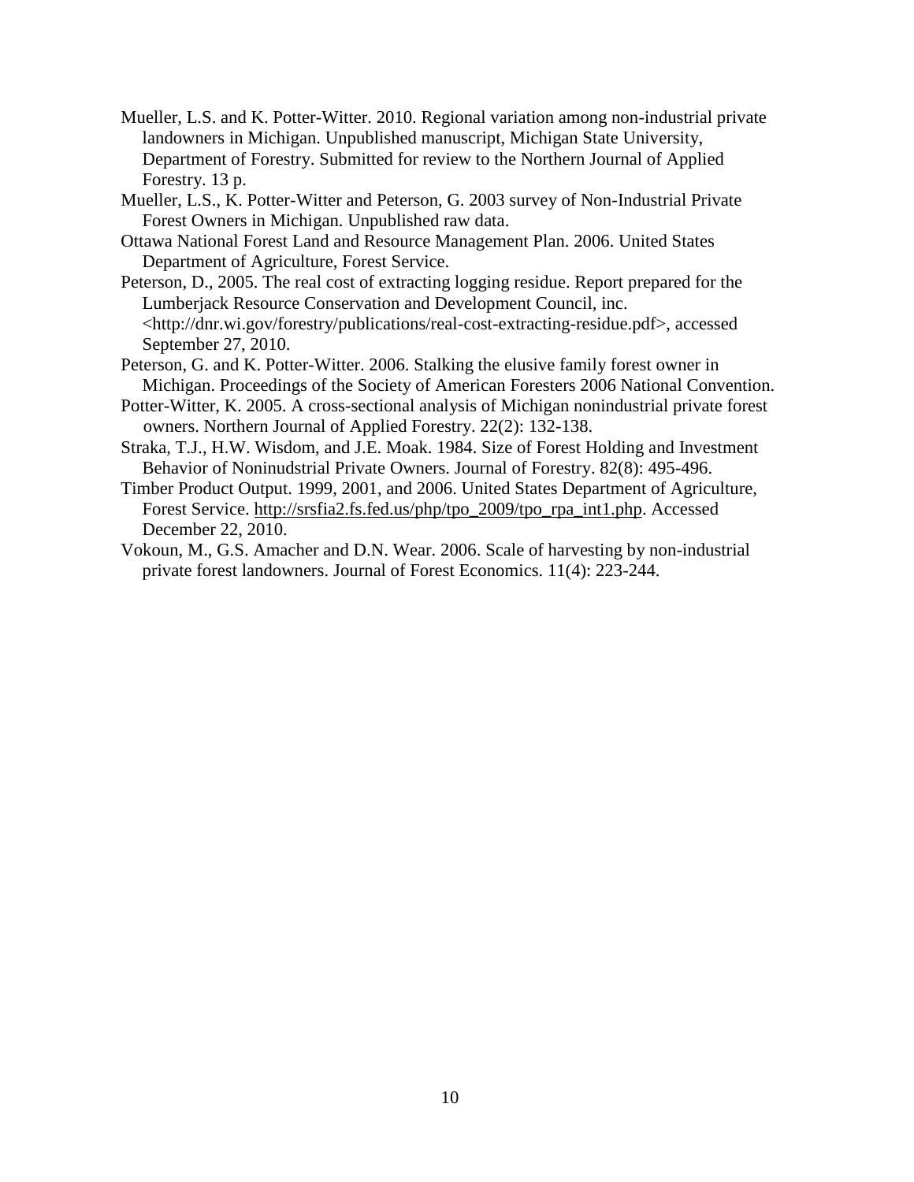Mueller, L.S. and K. Potter-Witter. 2010. Regional variation among non-industrial private landowners in Michigan. Unpublished manuscript, Michigan State University, Department of Forestry. Submitted for review to the Northern Journal of Applied Forestry. 13 p.

Mueller, L.S., K. Potter-Witter and Peterson, G. 2003 survey of Non-Industrial Private Forest Owners in Michigan. Unpublished raw data.

Ottawa National Forest Land and Resource Management Plan. 2006. United States Department of Agriculture, Forest Service.

Peterson, D., 2005. The real cost of extracting logging residue. Report prepared for the Lumberjack Resource Conservation and Development Council, inc. <http://dnr.wi.gov/forestry/publications/real-cost-extracting-residue.pdf>, accessed September 27, 2010.

Peterson, G. and K. Potter-Witter. 2006. Stalking the elusive family forest owner in Michigan. Proceedings of the Society of American Foresters 2006 National Convention.

Potter-Witter, K. 2005. A cross-sectional analysis of Michigan nonindustrial private forest owners. Northern Journal of Applied Forestry. 22(2): 132-138.

Straka, T.J., H.W. Wisdom, and J.E. Moak. 1984. Size of Forest Holding and Investment Behavior of Noninudstrial Private Owners. Journal of Forestry. 82(8): 495-496.

Timber Product Output. 1999, 2001, and 2006. United States Department of Agriculture, Forest Service. http://srsfia2.fs.fed.us/php/tpo_2009/tpo_rpa_int1.php. Accessed December 22, 2010.

Vokoun, M., G.S. Amacher and D.N. Wear. 2006. Scale of harvesting by non-industrial private forest landowners. Journal of Forest Economics. 11(4): 223-244.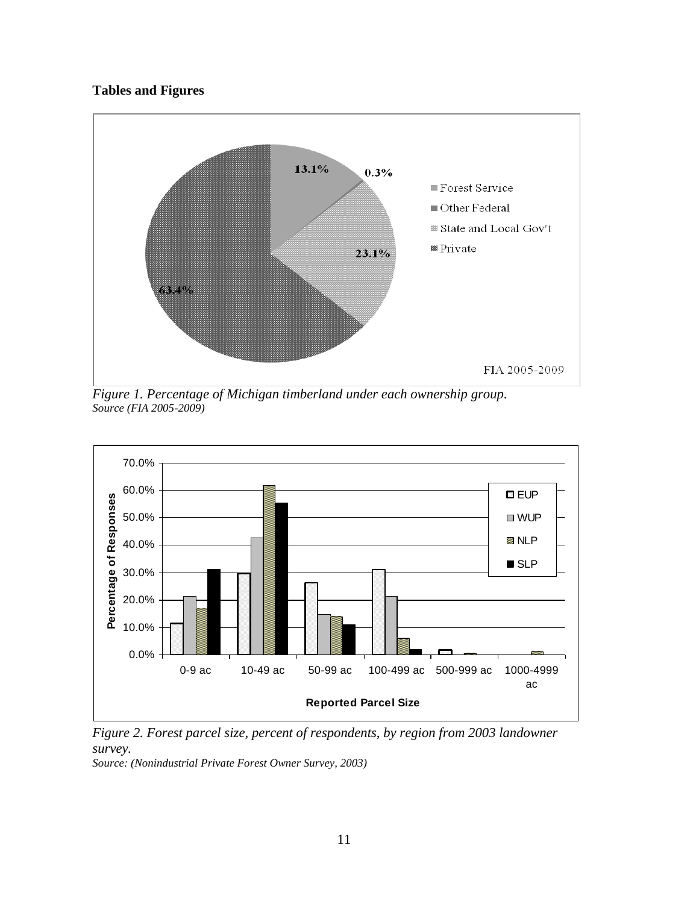**Tables and Figures**

*Figure 1. Percentage of Michigan timberland under each ownership group.*
*Source (FIA 2005-2009)*

*Figure 2. Forest parcel size, percent of respondents, by region from 2003 landowner survey.*
*Source: (Nonindustrial Private Forest Owner Survey, 2003)*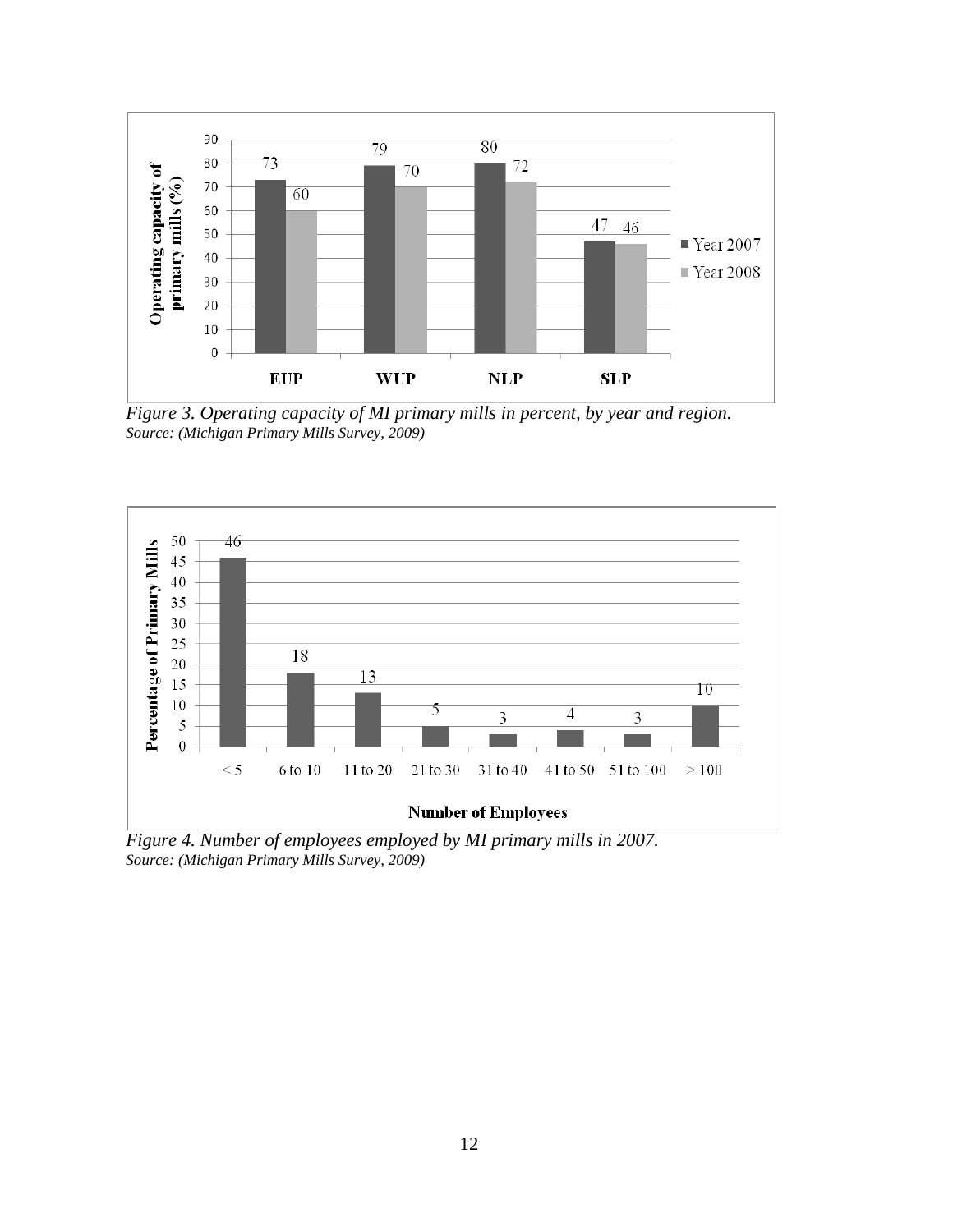*Figure 3. Operating capacity of MI primary mills in percent, by year and region.*
*Source: (Michigan Primary Mills Survey, 2009)*

*Figure 4. Number of employees employed by MI primary mills in 2007.*
*Source: (Michigan Primary Mills Survey, 2009)*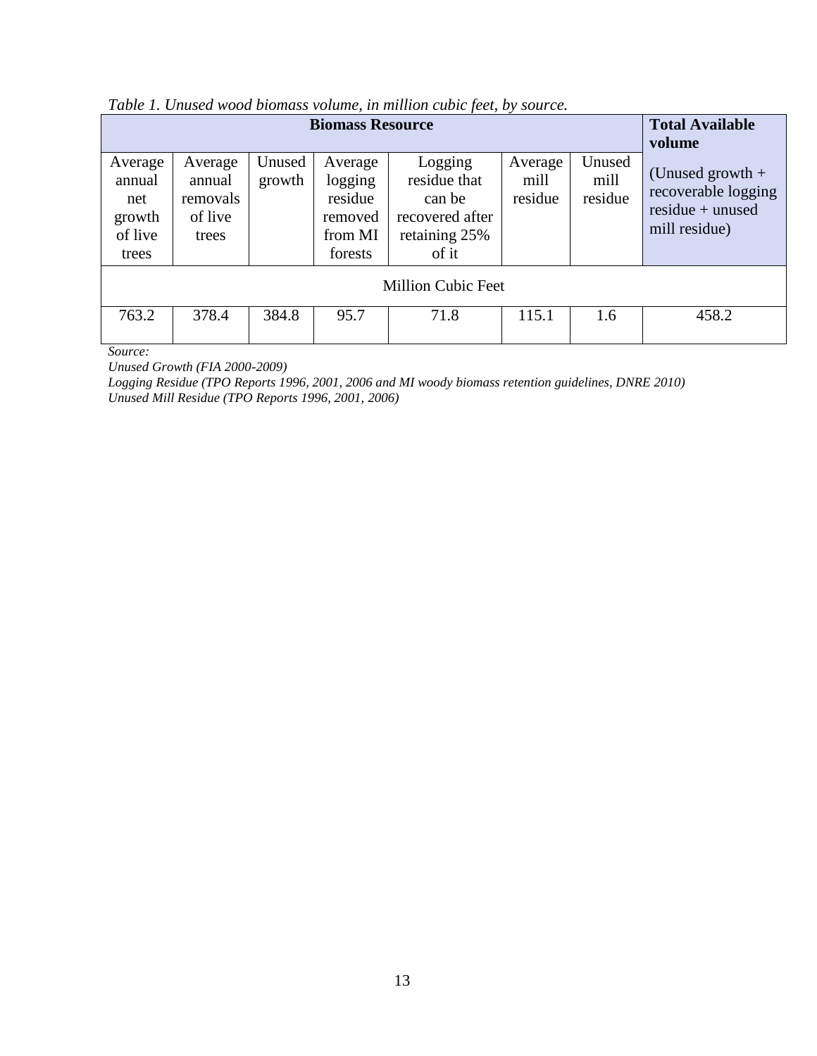*Table 1. Unused wood biomass volume, in million cubic feet, by source.*

| **Biomass Resource** | | | | | | | **Total Available volume** |
|---|---|---|---|---|---|---|---|
| Average annual net growth of live trees | Average annual removals of live trees | Unused growth | Average logging residue removed from MI forests | Logging residue that can be recovered after retaining 25% of it | Average mill residue | Unused mill residue | (Unused growth + recoverable logging residue + unused mill residue) |
| Million Cubic Feet | | | | | | | |
| 763.2 | 378.4 | 384.8 | 95.7 | 71.8 | 115.1 | 1.6 | 458.2 |

*Source:*
*Unused Growth (FIA 2000-2009)*
*Logging Residue (TPO Reports 1996, 2001, 2006 and MI woody biomass retention guidelines, DNRE 2010)*
*Unused Mill Residue (TPO Reports 1996, 2001, 2006)*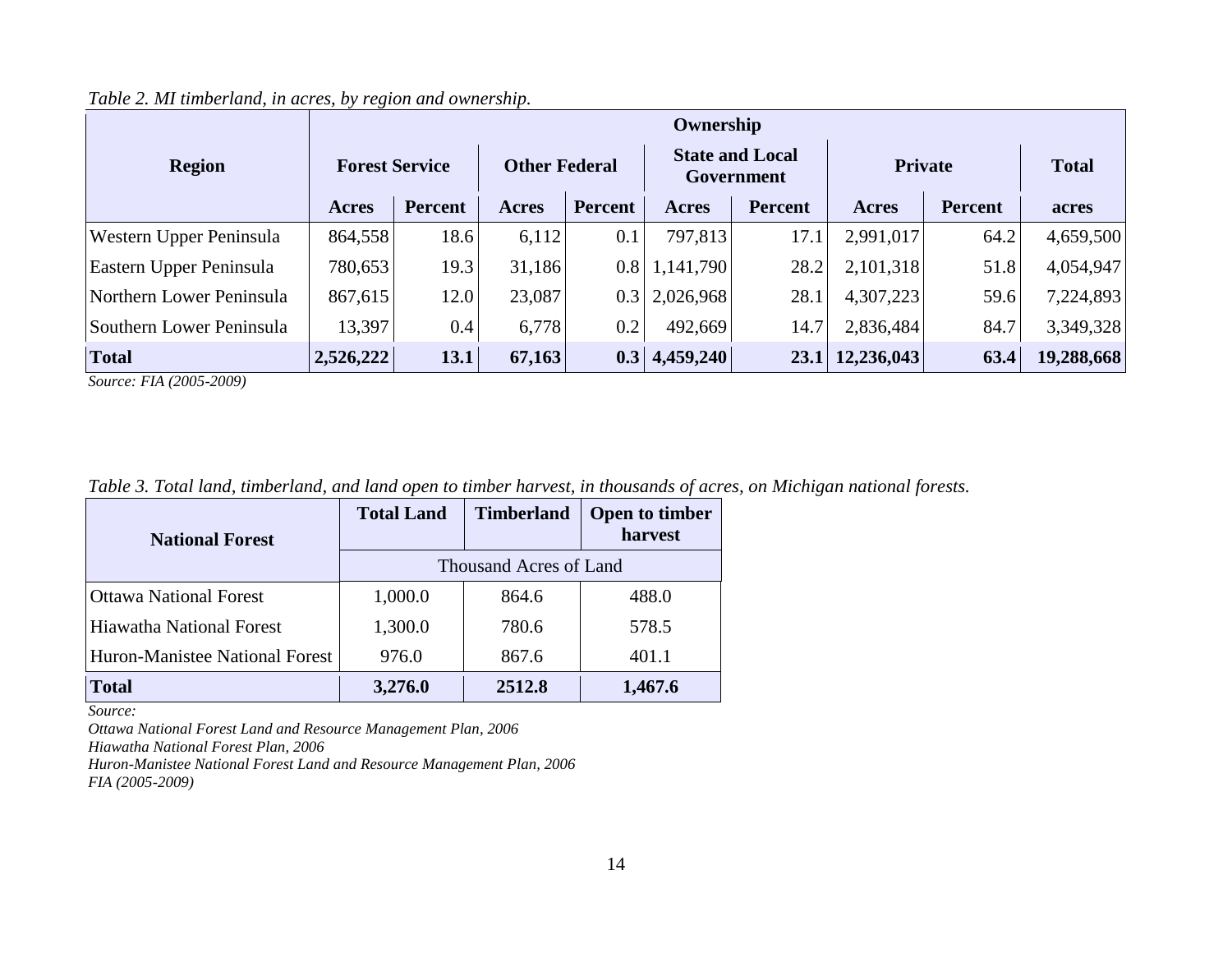*Table 2. MI timberland, in acres, by region and ownership.*

| Region | Ownership | | | | | | | | |
|---|---|---|---|---|---|---|---|---|---|
| | Forest Service | | Other Federal | | State and Local Government | | Private | | Total |
| | Acres | Percent | Acres | Percent | Acres | Percent | Acres | Percent | acres |
| Western Upper Peninsula | 864,558 | 18.6 | 6,112 | 0.1 | 797,813 | 17.1 | 2,991,017 | 64.2 | 4,659,500 |
| Eastern Upper Peninsula | 780,653 | 19.3 | 31,186 | 0.8 | 1,141,790 | 28.2 | 2,101,318 | 51.8 | 4,054,947 |
| Northern Lower Peninsula | 867,615 | 12.0 | 23,087 | 0.3 | 2,026,968 | 28.1 | 4,307,223 | 59.6 | 7,224,893 |
| Southern Lower Peninsula | 13,397 | 0.4 | 6,778 | 0.2 | 492,669 | 14.7 | 2,836,484 | 84.7 | 3,349,328 |
| **Total** | **2,526,222** | **13.1** | **67,163** | **0.3** | **4,459,240** | **23.1** | **12,236,043** | **63.4** | **19,288,668** |

*Source: FIA (2005-2009)*

*Table 3. Total land, timberland, and land open to timber harvest, in thousands of acres, on Michigan national forests.*

| National Forest | Total Land | Timberland | Open to timber harvest |
|---|---|---|---|
| | Thousand Acres of Land | | |
| Ottawa National Forest | 1,000.0 | 864.6 | 488.0 |
| Hiawatha National Forest | 1,300.0 | 780.6 | 578.5 |
| Huron-Manistee National Forest | 976.0 | 867.6 | 401.1 |
| **Total** | **3,276.0** | **2512.8** | **1,467.6** |

*Source:*
*Ottawa National Forest Land and Resource Management Plan, 2006*
*Hiawatha National Forest Plan, 2006*
*Huron-Manistee National Forest Land and Resource Management Plan, 2006*
*FIA (2005-2009)*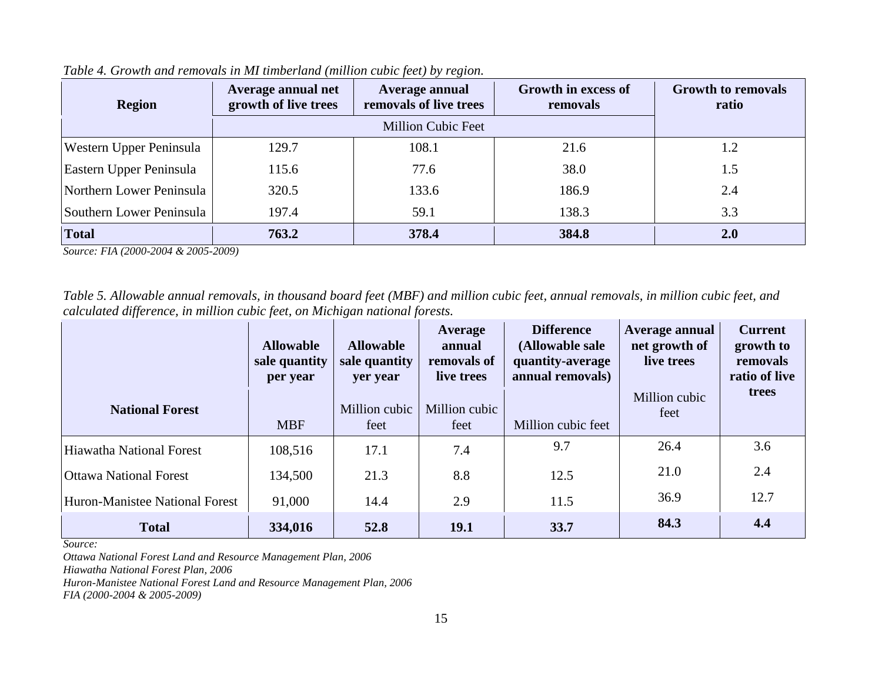*Table 4. Growth and removals in MI timberland (million cubic feet) by region.*

| Region | Average annual net growth of live trees | Average annual removals of live trees | Growth in excess of removals | Growth to removals ratio |
|---|---|---|---|---|
| | Million Cubic Feet | | | |
| Western Upper Peninsula | 129.7 | 108.1 | 21.6 | 1.2 |
| Eastern Upper Peninsula | 115.6 | 77.6 | 38.0 | 1.5 |
| Northern Lower Peninsula | 320.5 | 133.6 | 186.9 | 2.4 |
| Southern Lower Peninsula | 197.4 | 59.1 | 138.3 | 3.3 |
| **Total** | **763.2** | **378.4** | **384.8** | **2.0** |

*Source: FIA (2000-2004 & 2005-2009)*

*Table 5. Allowable annual removals, in thousand board feet (MBF) and million cubic feet, annual removals, in million cubic feet, and calculated difference, in million cubic feet, on Michigan national forests.*

| National Forest | Allowable sale quantity per year | Allowable sale quantity yer year | Average annual removals of live trees | Difference (Allowable sale quantity-average annual removals) | Average annual net growth of live trees | Current growth to removals ratio of live trees |
|---|---|---|---|---|---|---|
| | MBF | Million cubic feet | Million cubic feet | Million cubic feet | Million cubic feet | |
| Hiawatha National Forest | 108,516 | 17.1 | 7.4 | 9.7 | 26.4 | 3.6 |
| Ottawa National Forest | 134,500 | 21.3 | 8.8 | 12.5 | 21.0 | 2.4 |
| Huron-Manistee National Forest | 91,000 | 14.4 | 2.9 | 11.5 | 36.9 | 12.7 |
| **Total** | **334,016** | **52.8** | **19.1** | **33.7** | **84.3** | **4.4** |

*Source:*
*Ottawa National Forest Land and Resource Management Plan, 2006*
*Hiawatha National Forest Plan, 2006*
*Huron-Manistee National Forest Land and Resource Management Plan, 2006*
*FIA (2000-2004 & 2005-2009)*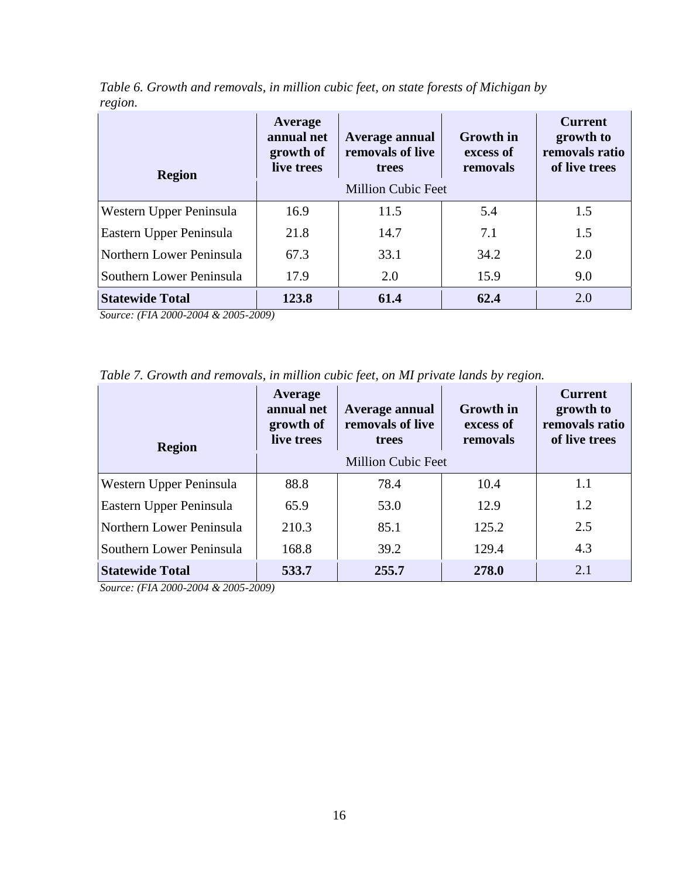*Table 6. Growth and removals, in million cubic feet, on state forests of Michigan by region.*

| Region | Average annual net growth of live trees | Average annual removals of live trees | Growth in excess of removals | Current growth to removals ratio of live trees |
|---|---|---|---|---|
| | Million Cubic Feet | | | |
| Western Upper Peninsula | 16.9 | 11.5 | 5.4 | 1.5 |
| Eastern Upper Peninsula | 21.8 | 14.7 | 7.1 | 1.5 |
| Northern Lower Peninsula | 67.3 | 33.1 | 34.2 | 2.0 |
| Southern Lower Peninsula | 17.9 | 2.0 | 15.9 | 9.0 |
| **Statewide Total** | **123.8** | **61.4** | **62.4** | 2.0 |

*Source: (FIA 2000-2004 & 2005-2009)*

*Table 7. Growth and removals, in million cubic feet, on MI private lands by region.*

| Region | Average annual net growth of live trees | Average annual removals of live trees | Growth in excess of removals | Current growth to removals ratio of live trees |
|---|---|---|---|---|
| | Million Cubic Feet | | | |
| Western Upper Peninsula | 88.8 | 78.4 | 10.4 | 1.1 |
| Eastern Upper Peninsula | 65.9 | 53.0 | 12.9 | 1.2 |
| Northern Lower Peninsula | 210.3 | 85.1 | 125.2 | 2.5 |
| Southern Lower Peninsula | 168.8 | 39.2 | 129.4 | 4.3 |
| **Statewide Total** | **533.7** | **255.7** | **278.0** | 2.1 |

*Source: (FIA 2000-2004 & 2005-2009)*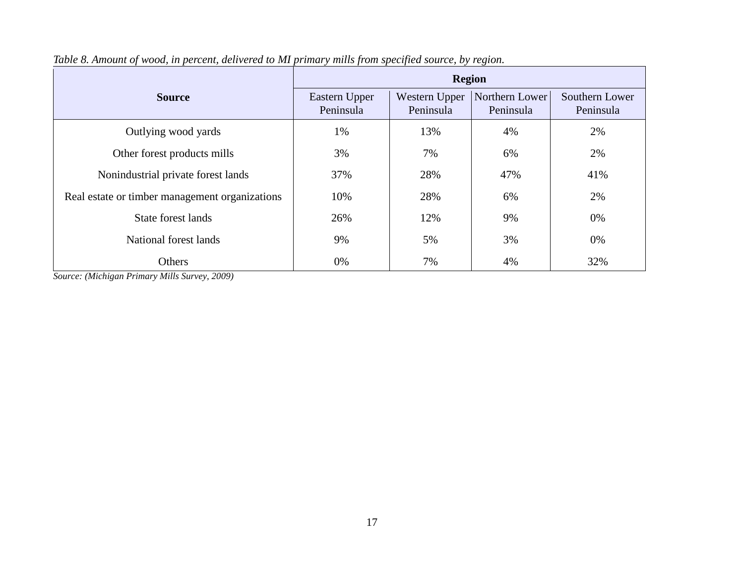*Table 8. Amount of wood, in percent, delivered to MI primary mills from specified source, by region.*

| Source | Region | | | |
|---|---|---|---|---|
| | Eastern Upper Peninsula | Western Upper Peninsula | Northern Lower Peninsula | Southern Lower Peninsula |
| Outlying wood yards | 1% | 13% | 4% | 2% |
| Other forest products mills | 3% | 7% | 6% | 2% |
| Nonindustrial private forest lands | 37% | 28% | 47% | 41% |
| Real estate or timber management organizations | 10% | 28% | 6% | 2% |
| State forest lands | 26% | 12% | 9% | 0% |
| National forest lands | 9% | 5% | 3% | 0% |
| Others | 0% | 7% | 4% | 32% |

*Source: (Michigan Primary Mills Survey, 2009)*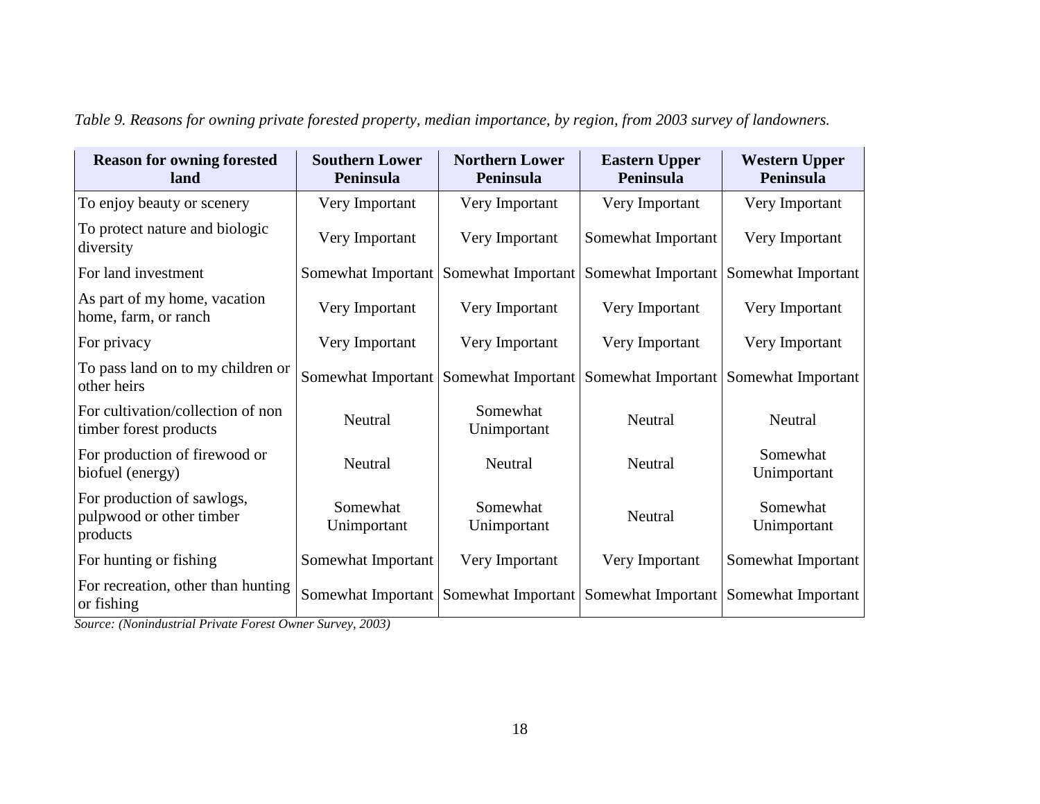*Table 9. Reasons for owning private forested property, median importance, by region, from 2003 survey of landowners.*

| Reason for owning forested land | Southern Lower Peninsula | Northern Lower Peninsula | Eastern Upper Peninsula | Western Upper Peninsula |
|---|---|---|---|---|
| To enjoy beauty or scenery | Very Important | Very Important | Very Important | Very Important |
| To protect nature and biologic diversity | Very Important | Very Important | Somewhat Important | Very Important |
| For land investment | Somewhat Important | Somewhat Important | Somewhat Important | Somewhat Important |
| As part of my home, vacation home, farm, or ranch | Very Important | Very Important | Very Important | Very Important |
| For privacy | Very Important | Very Important | Very Important | Very Important |
| To pass land on to my children or other heirs | Somewhat Important | Somewhat Important | Somewhat Important | Somewhat Important |
| For cultivation/collection of non timber forest products | Neutral | Somewhat Unimportant | Neutral | Neutral |
| For production of firewood or biofuel (energy) | Neutral | Neutral | Neutral | Somewhat Unimportant |
| For production of sawlogs, pulpwood or other timber products | Somewhat Unimportant | Somewhat Unimportant | Neutral | Somewhat Unimportant |
| For hunting or fishing | Somewhat Important | Very Important | Very Important | Somewhat Important |
| For recreation, other than hunting or fishing | Somewhat Important | Somewhat Important | Somewhat Important | Somewhat Important |

*Source: (Nonindustrial Private Forest Owner Survey, 2003)*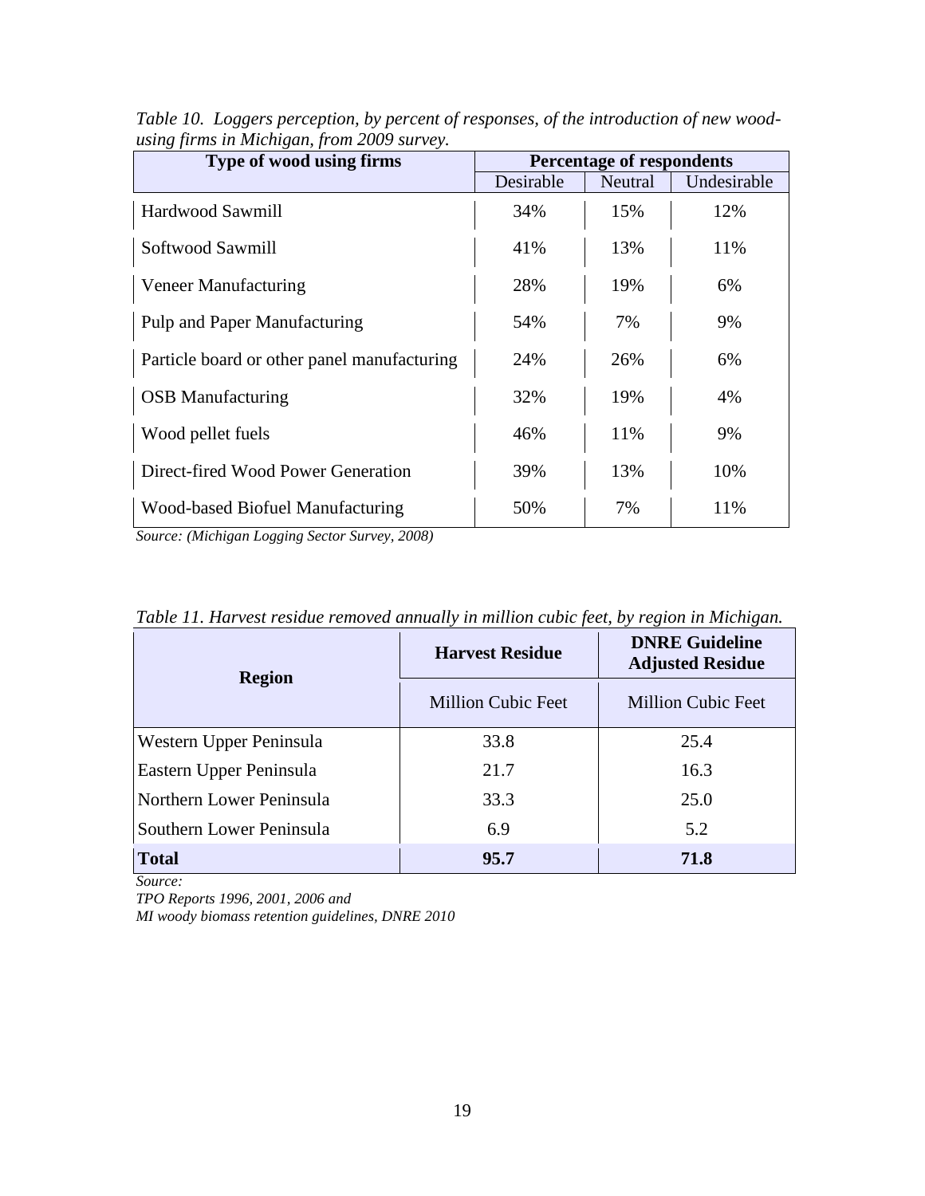*Table 10. Loggers perception, by percent of responses, of the introduction of new wood-using firms in Michigan, from 2009 survey.*

| Type of wood using firms | Percentage of respondents | | |
|---|---|---|---|
| | Desirable | Neutral | Undesirable |
| Hardwood Sawmill | 34% | 15% | 12% |
| Softwood Sawmill | 41% | 13% | 11% |
| Veneer Manufacturing | 28% | 19% | 6% |
| Pulp and Paper Manufacturing | 54% | 7% | 9% |
| Particle board or other panel manufacturing | 24% | 26% | 6% |
| OSB Manufacturing | 32% | 19% | 4% |
| Wood pellet fuels | 46% | 11% | 9% |
| Direct-fired Wood Power Generation | 39% | 13% | 10% |
| Wood-based Biofuel Manufacturing | 50% | 7% | 11% |

*Source: (Michigan Logging Sector Survey, 2008)*

*Table 11. Harvest residue removed annually in million cubic feet, by region in Michigan.*

| Region | Harvest Residue | DNRE Guideline Adjusted Residue |
|---|---|---|
| | Million Cubic Feet | Million Cubic Feet |
| Western Upper Peninsula | 33.8 | 25.4 |
| Eastern Upper Peninsula | 21.7 | 16.3 |
| Northern Lower Peninsula | 33.3 | 25.0 |
| Southern Lower Peninsula | 6.9 | 5.2 |
| **Total** | **95.7** | **71.8** |

*Source:*
*TPO Reports 1996, 2001, 2006 and*
*MI woody biomass retention guidelines, DNRE 2010*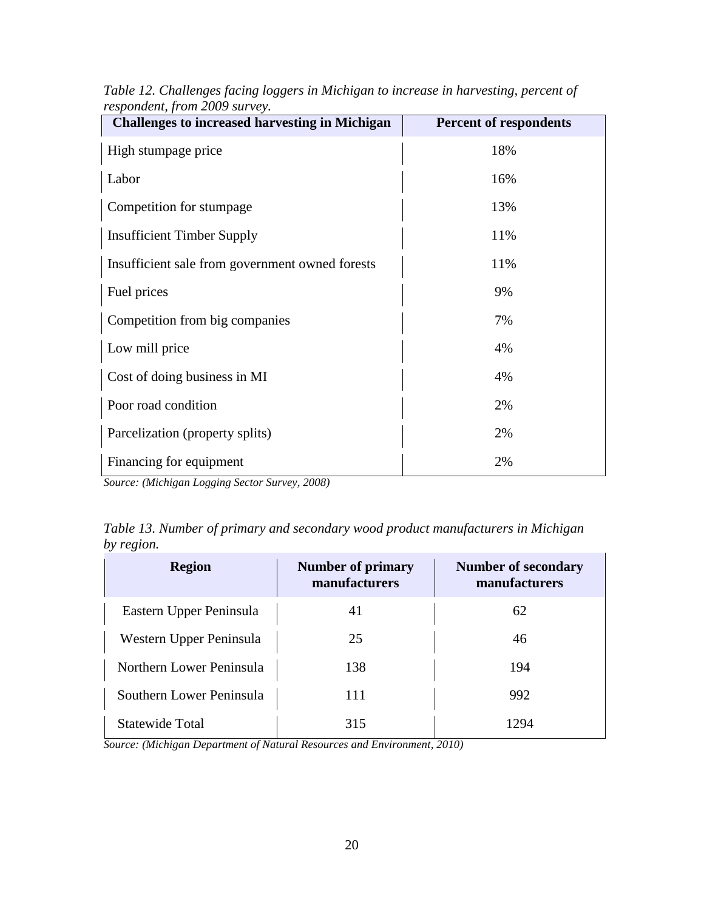*Table 12. Challenges facing loggers in Michigan to increase in harvesting, percent of respondent, from 2009 survey.*

| Challenges to increased harvesting in Michigan | Percent of respondents |
|---|---|
| High stumpage price | 18% |
| Labor | 16% |
| Competition for stumpage | 13% |
| Insufficient Timber Supply | 11% |
| Insufficient sale from government owned forests | 11% |
| Fuel prices | 9% |
| Competition from big companies | 7% |
| Low mill price | 4% |
| Cost of doing business in MI | 4% |
| Poor road condition | 2% |
| Parcelization (property splits) | 2% |
| Financing for equipment | 2% |

*Source: (Michigan Logging Sector Survey, 2008)*

*Table 13. Number of primary and secondary wood product manufacturers in Michigan by region.*

| Region | Number of primary manufacturers | Number of secondary manufacturers |
|---|---|---|
| Eastern Upper Peninsula | 41 | 62 |
| Western Upper Peninsula | 25 | 46 |
| Northern Lower Peninsula | 138 | 194 |
| Southern Lower Peninsula | 111 | 992 |
| Statewide Total | 315 | 1294 |

*Source: (Michigan Department of Natural Resources and Environment, 2010)*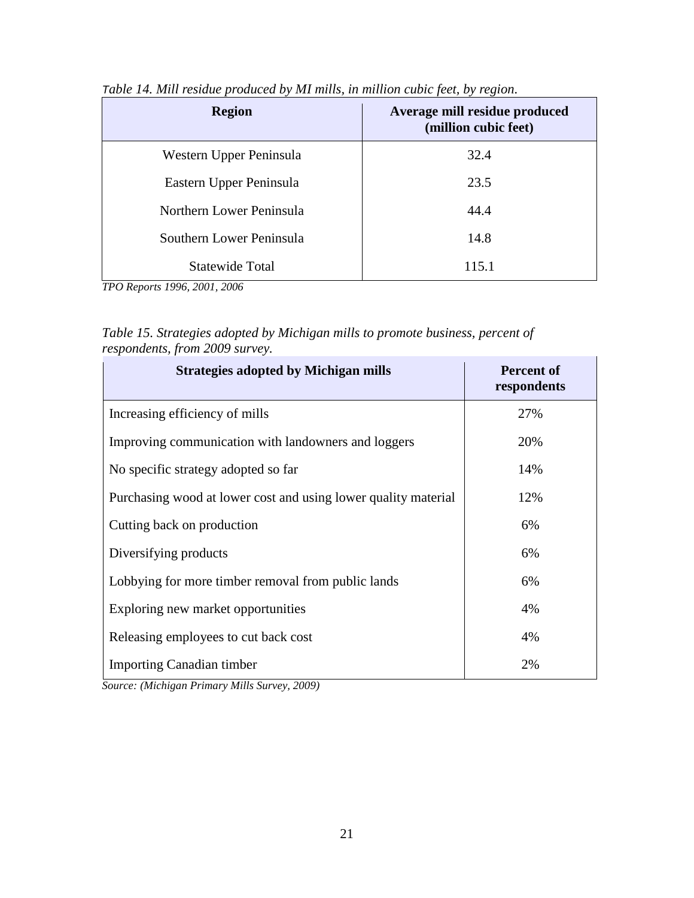*Table 14. Mill residue produced by MI mills, in million cubic feet, by region.*

| Region | Average mill residue produced (million cubic feet) |
|---|---|
| Western Upper Peninsula | 32.4 |
| Eastern Upper Peninsula | 23.5 |
| Northern Lower Peninsula | 44.4 |
| Southern Lower Peninsula | 14.8 |
| Statewide Total | 115.1 |

*TPO Reports 1996, 2001, 2006*

*Table 15. Strategies adopted by Michigan mills to promote business, percent of respondents, from 2009 survey.*

| Strategies adopted by Michigan mills | Percent of respondents |
|---|---|
| Increasing efficiency of mills | 27% |
| Improving communication with landowners and loggers | 20% |
| No specific strategy adopted so far | 14% |
| Purchasing wood at lower cost and using lower quality material | 12% |
| Cutting back on production | 6% |
| Diversifying products | 6% |
| Lobbying for more timber removal from public lands | 6% |
| Exploring new market opportunities | 4% |
| Releasing employees to cut back cost | 4% |
| Importing Canadian timber | 2% |

*Source: (Michigan Primary Mills Survey, 2009)*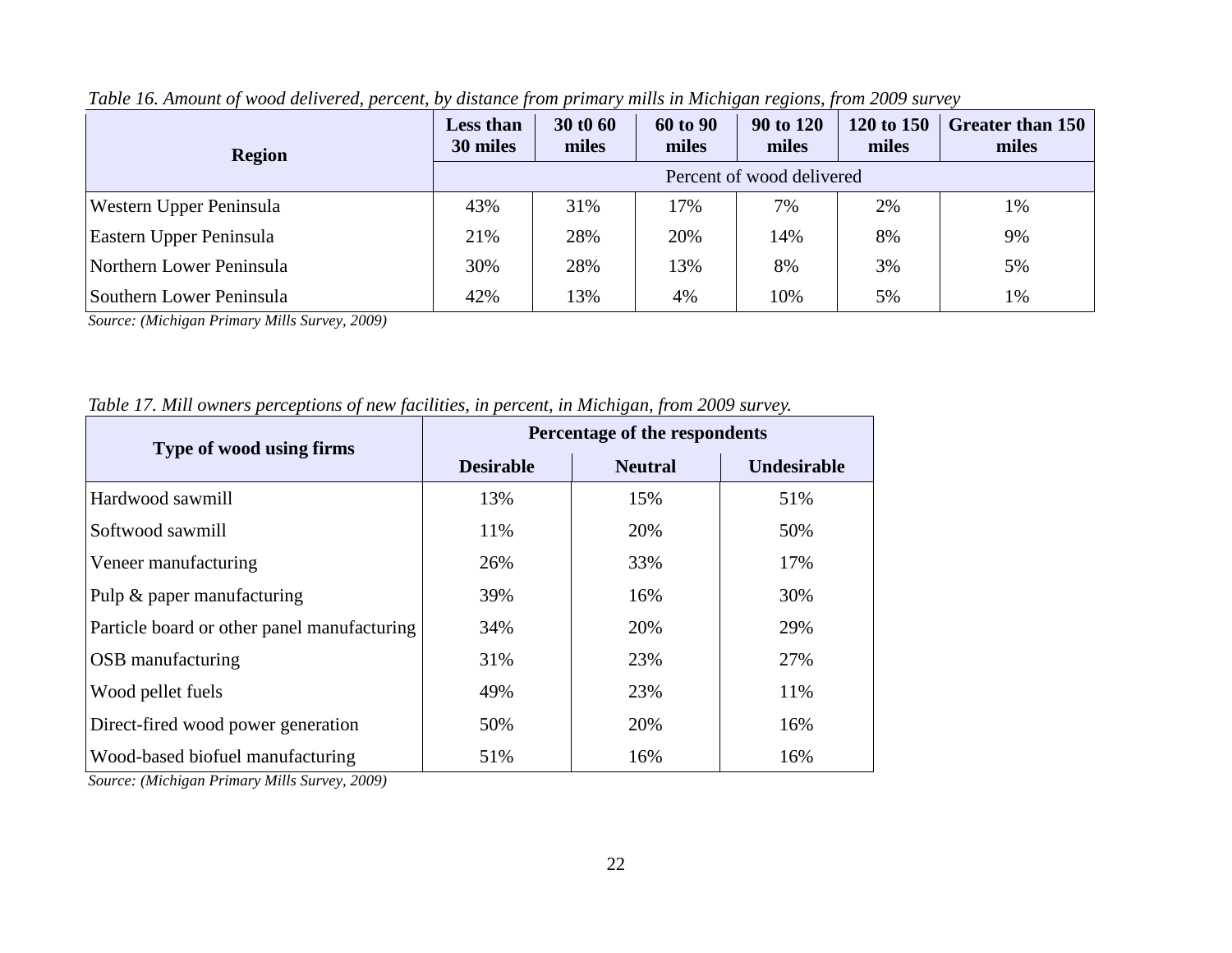*Table 16. Amount of wood delivered, percent, by distance from primary mills in Michigan regions, from 2009 survey*

| Region | Less than 30 miles | 30 t0 60 miles | 60 to 90 miles | 90 to 120 miles | 120 to 150 miles | Greater than 150 miles |
|---|---|---|---|---|---|---|
| | Percent of wood delivered | | | | | |
| Western Upper Peninsula | 43% | 31% | 17% | 7% | 2% | 1% |
| Eastern Upper Peninsula | 21% | 28% | 20% | 14% | 8% | 9% |
| Northern Lower Peninsula | 30% | 28% | 13% | 8% | 3% | 5% |
| Southern Lower Peninsula | 42% | 13% | 4% | 10% | 5% | 1% |

*Source: (Michigan Primary Mills Survey, 2009)*

*Table 17. Mill owners perceptions of new facilities, in percent, in Michigan, from 2009 survey.*

| Type of wood using firms | Percentage of the respondents | | |
|---|---|---|---|
| | Desirable | Neutral | Undesirable |
| Hardwood sawmill | 13% | 15% | 51% |
| Softwood sawmill | 11% | 20% | 50% |
| Veneer manufacturing | 26% | 33% | 17% |
| Pulp & paper manufacturing | 39% | 16% | 30% |
| Particle board or other panel manufacturing | 34% | 20% | 29% |
| OSB manufacturing | 31% | 23% | 27% |
| Wood pellet fuels | 49% | 23% | 11% |
| Direct-fired wood power generation | 50% | 20% | 16% |
| Wood-based biofuel manufacturing | 51% | 16% | 16% |

*Source: (Michigan Primary Mills Survey, 2009)*